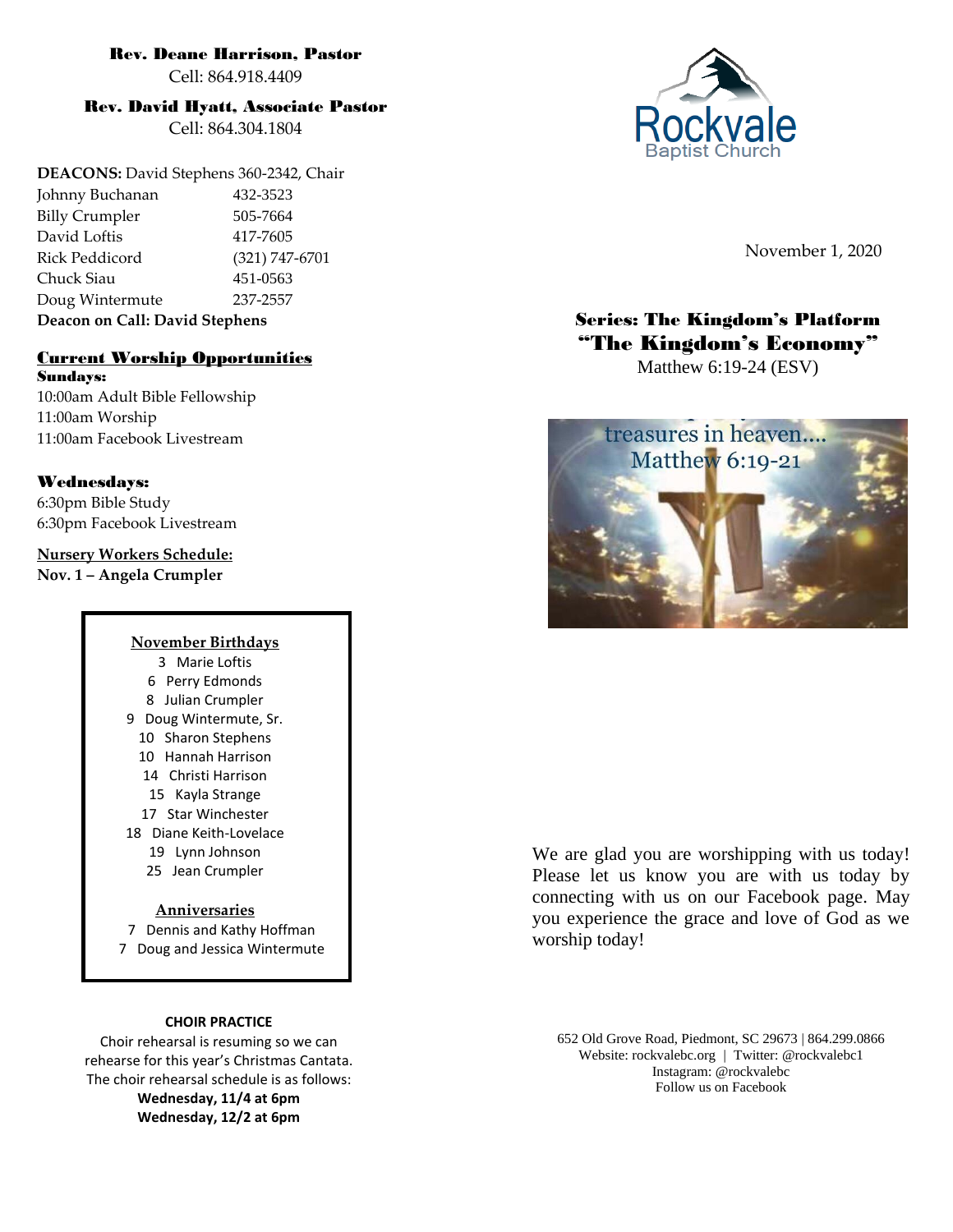**Rev. Deane Harrison, Pastor**
Cell: 864.918.4409

**Rev. David Hyatt, Associate Pastor**
Cell: 864.304.1804

**DEACONS:** David Stephens 360-2342, Chair

| | |
|---|---|
| Johnny Buchanan | 432-3523 |
| Billy Crumpler | 505-7664 |
| David Loftis | 417-7605 |
| Rick Peddicord | (321) 747-6701 |
| Chuck Siau | 451-0563 |
| Doug Wintermute | 237-2557 |

**Deacon on Call: David Stephens**

## Current Worship Opportunities

**Sundays:**
10:00am Adult Bible Fellowship
11:00am Worship
11:00am Facebook Livestream

**Wednesdays:**
6:30pm Bible Study
6:30pm Facebook Livestream

**Nursery Workers Schedule:**
**Nov. 1 – Angela Crumpler**

**November Birthdays**
3 Marie Loftis
6 Perry Edmonds
8 Julian Crumpler
9 Doug Wintermute, Sr.
10 Sharon Stephens
10 Hannah Harrison
14 Christi Harrison
15 Kayla Strange
17 Star Winchester
18 Diane Keith-Lovelace
19 Lynn Johnson
25 Jean Crumpler

**Anniversaries**
7 Dennis and Kathy Hoffman
7 Doug and Jessica Wintermute

**CHOIR PRACTICE**
Choir rehearsal is resuming so we can rehearse for this year's Christmas Cantata. The choir rehearsal schedule is as follows:
**Wednesday, 11/4 at 6pm**
**Wednesday, 12/2 at 6pm**

Rockvale
Baptist Church

November 1, 2020

**Series: The Kingdom's Platform**
**"The Kingdom's Economy"**
Matthew 6:19-24 (ESV)

treasures in heaven....
Matthew 6:19-21

We are glad you are worshipping with us today! Please let us know you are with us today by connecting with us on our Facebook page. May you experience the grace and love of God as we worship today!

652 Old Grove Road, Piedmont, SC 29673 | 864.299.0866
Website: rockvalebc.org | Twitter: @rockvalebc1
Instagram: @rockvalebc
Follow us on Facebook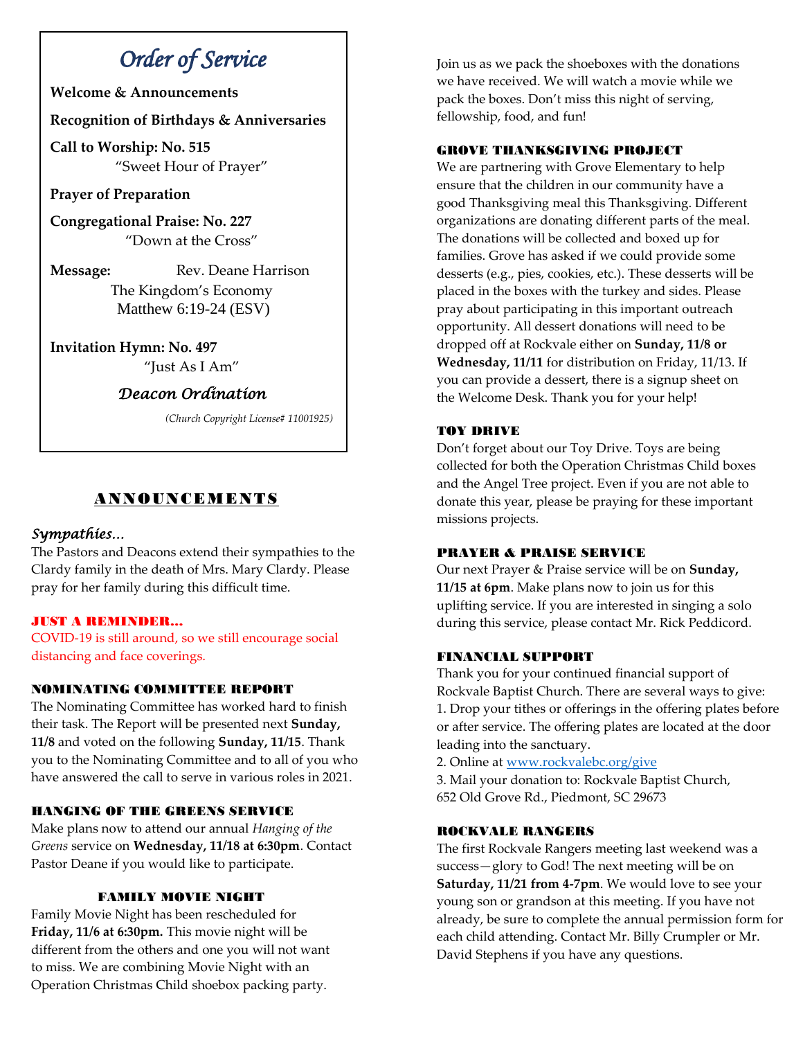# *Order of Service*

**Welcome & Announcements**

**Recognition of Birthdays & Anniversaries**

**Call to Worship: No. 515**
"Sweet Hour of Prayer"

**Prayer of Preparation**

**Congregational Praise: No. 227**
"Down at the Cross"

**Message:** Rev. Deane Harrison
The Kingdom's Economy
Matthew 6:19-24 (ESV)

**Invitation Hymn: No. 497**
"Just As I Am"

*Deacon Ordination*

*(Church Copyright License# 11001925)*

## ANNOUNCEMENTS

### *Sympathies…*

The Pastors and Deacons extend their sympathies to the Clardy family in the death of Mrs. Mary Clardy. Please pray for her family during this difficult time.

### JUST A REMINDER…

COVID-19 is still around, so we still encourage social distancing and face coverings.

### NOMINATING COMMITTEE REPORT

The Nominating Committee has worked hard to finish their task. The Report will be presented next **Sunday, 11/8** and voted on the following **Sunday, 11/15**. Thank you to the Nominating Committee and to all of you who have answered the call to serve in various roles in 2021.

### HANGING OF THE GREENS SERVICE

Make plans now to attend our annual *Hanging of the Greens* service on **Wednesday, 11/18 at 6:30pm**. Contact Pastor Deane if you would like to participate.

### FAMILY MOVIE NIGHT

Family Movie Night has been rescheduled for **Friday, 11/6 at 6:30pm.** This movie night will be different from the others and one you will not want to miss. We are combining Movie Night with an Operation Christmas Child shoebox packing party. Join us as we pack the shoeboxes with the donations we have received. We will watch a movie while we pack the boxes. Don't miss this night of serving, fellowship, food, and fun!

### GROVE THANKSGIVING PROJECT

We are partnering with Grove Elementary to help ensure that the children in our community have a good Thanksgiving meal this Thanksgiving. Different organizations are donating different parts of the meal. The donations will be collected and boxed up for families. Grove has asked if we could provide some desserts (e.g., pies, cookies, etc.). These desserts will be placed in the boxes with the turkey and sides. Please pray about participating in this important outreach opportunity. All dessert donations will need to be dropped off at Rockvale either on **Sunday, 11/8 or Wednesday, 11/11** for distribution on Friday, 11/13. If you can provide a dessert, there is a signup sheet on the Welcome Desk. Thank you for your help!

### TOY DRIVE

Don't forget about our Toy Drive. Toys are being collected for both the Operation Christmas Child boxes and the Angel Tree project. Even if you are not able to donate this year, please be praying for these important missions projects.

### PRAYER & PRAISE SERVICE

Our next Prayer & Praise service will be on **Sunday, 11/15 at 6pm**. Make plans now to join us for this uplifting service. If you are interested in singing a solo during this service, please contact Mr. Rick Peddicord.

### FINANCIAL SUPPORT

Thank you for your continued financial support of Rockvale Baptist Church. There are several ways to give:

1. Drop your tithes or offerings in the offering plates before or after service. The offering plates are located at the door leading into the sanctuary.
2. Online at [www.rockvalebc.org/give](www.rockvalebc.org/give)
3. Mail your donation to: Rockvale Baptist Church, 652 Old Grove Rd., Piedmont, SC 29673

### ROCKVALE RANGERS

The first Rockvale Rangers meeting last weekend was a success—glory to God! The next meeting will be on **Saturday, 11/21 from 4-7pm**. We would love to see your young son or grandson at this meeting. If you have not already, be sure to complete the annual permission form for each child attending. Contact Mr. Billy Crumpler or Mr. David Stephens if you have any questions.